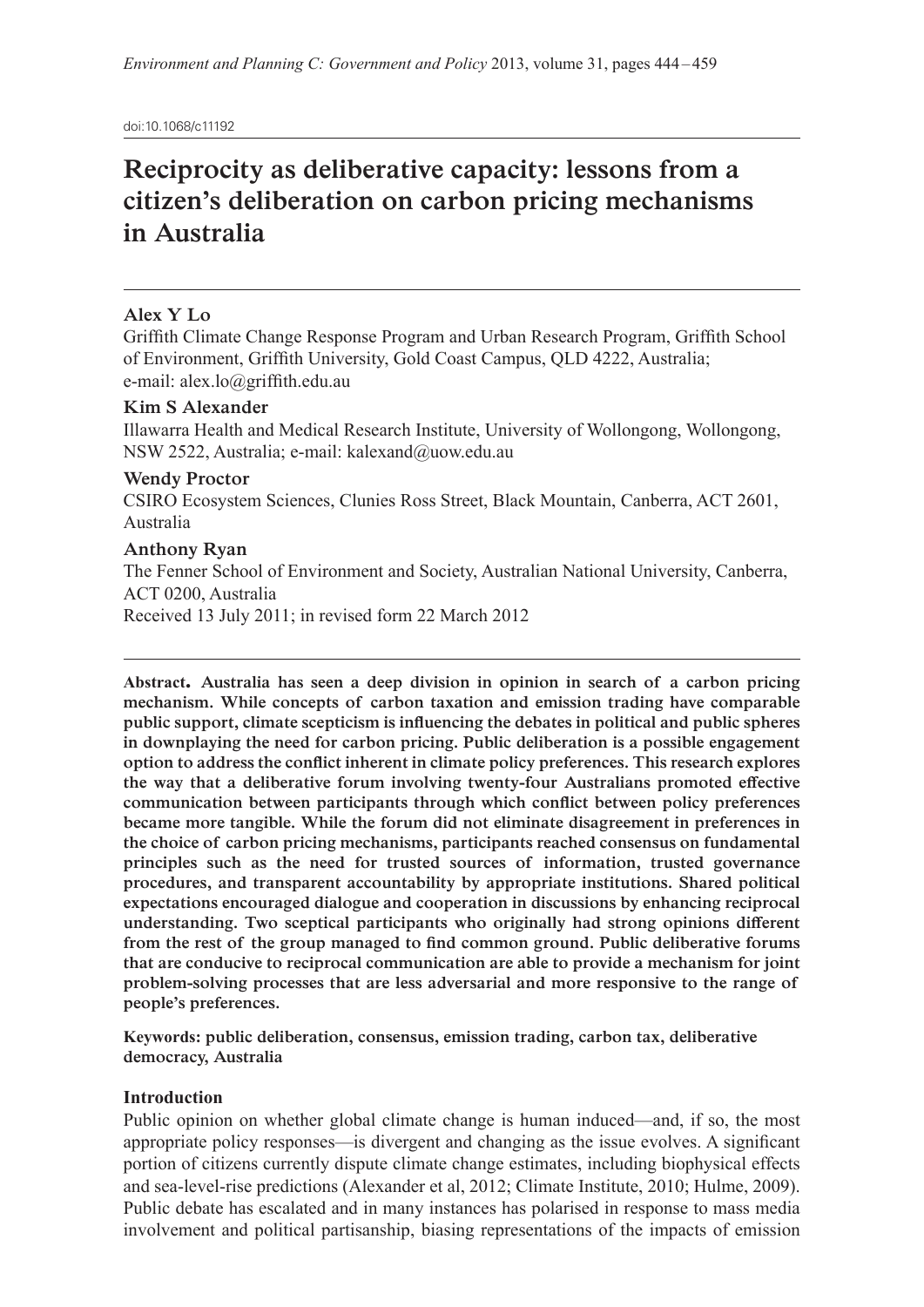doi:10.1068/c11192

# Reciprocity as deliberative capacity: lessons from a citizen's deliberation on carbon pricing mechanisms in Australia

**Alex Y Lo**
Griffith Climate Change Response Program and Urban Research Program, Griffith School of Environment, Griffith University, Gold Coast Campus, QLD 4222, Australia; e-mail: alex.lo@griffith.edu.au

**Kim S Alexander**
Illawarra Health and Medical Research Institute, University of Wollongong, Wollongong, NSW 2522, Australia; e-mail: kalexand@uow.edu.au

**Wendy Proctor**
CSIRO Ecosystem Sciences, Clunies Ross Street, Black Mountain, Canberra, ACT 2601, Australia

**Anthony Ryan**
The Fenner School of Environment and Society, Australian National University, Canberra, ACT 0200, Australia

Received 13 July 2011; in revised form 22 March 2012

**Abstract. Australia has seen a deep division in opinion in search of a carbon pricing mechanism. While concepts of carbon taxation and emission trading have comparable public support, climate scepticism is influencing the debates in political and public spheres in downplaying the need for carbon pricing. Public deliberation is a possible engagement option to address the conflict inherent in climate policy preferences. This research explores the way that a deliberative forum involving twenty-four Australians promoted effective communication between participants through which conflict between policy preferences became more tangible. While the forum did not eliminate disagreement in preferences in the choice of carbon pricing mechanisms, participants reached consensus on fundamental principles such as the need for trusted sources of information, trusted governance procedures, and transparent accountability by appropriate institutions. Shared political expectations encouraged dialogue and cooperation in discussions by enhancing reciprocal understanding. Two sceptical participants who originally had strong opinions different from the rest of the group managed to find common ground. Public deliberative forums that are conducive to reciprocal communication are able to provide a mechanism for joint problem-solving processes that are less adversarial and more responsive to the range of people's preferences.**

**Keywords: public deliberation, consensus, emission trading, carbon tax, deliberative democracy, Australia**

## Introduction

Public opinion on whether global climate change is human induced—and, if so, the most appropriate policy responses—is divergent and changing as the issue evolves. A significant portion of citizens currently dispute climate change estimates, including biophysical effects and sea-level-rise predictions (Alexander et al, 2012; Climate Institute, 2010; Hulme, 2009). Public debate has escalated and in many instances has polarised in response to mass media involvement and political partisanship, biasing representations of the impacts of emission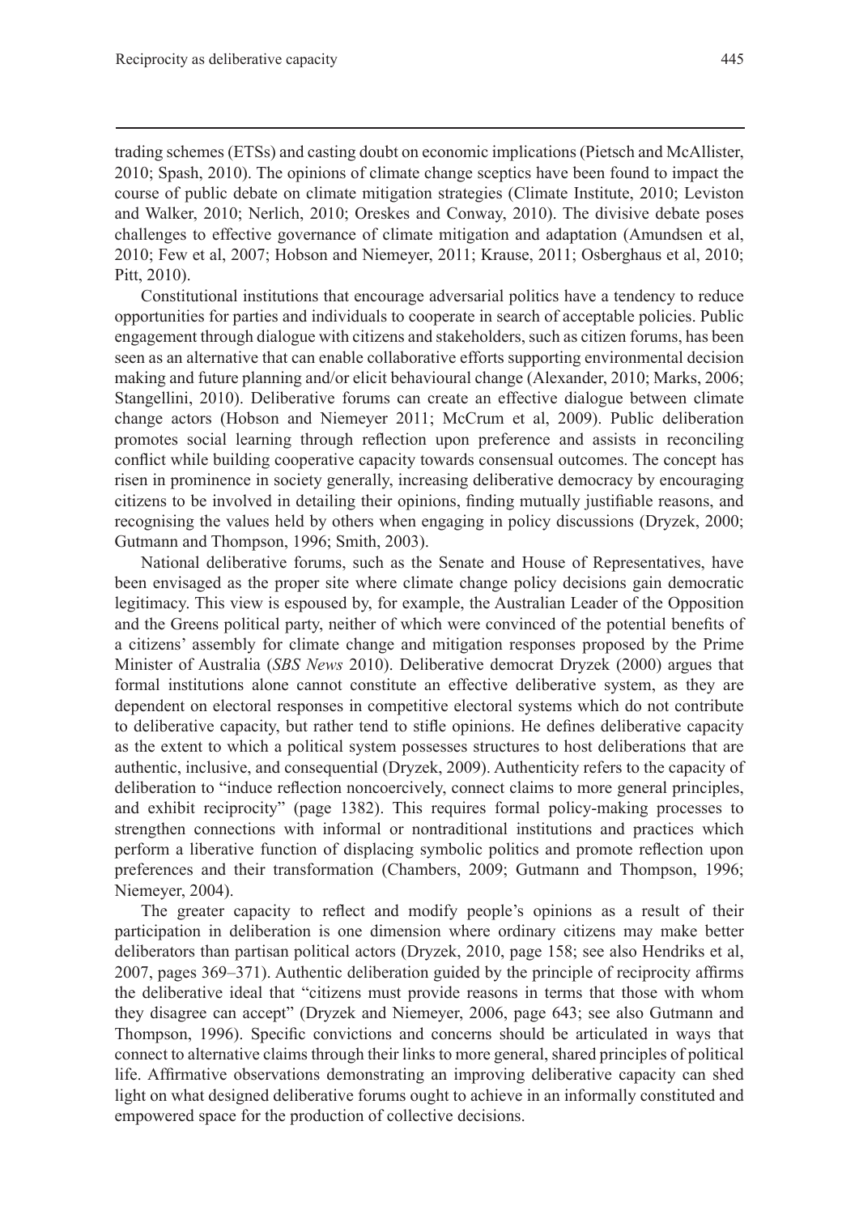trading schemes (ETSs) and casting doubt on economic implications (Pietsch and McAllister, 2010; Spash, 2010). The opinions of climate change sceptics have been found to impact the course of public debate on climate mitigation strategies (Climate Institute, 2010; Leviston and Walker, 2010; Nerlich, 2010; Oreskes and Conway, 2010). The divisive debate poses challenges to effective governance of climate mitigation and adaptation (Amundsen et al, 2010; Few et al, 2007; Hobson and Niemeyer, 2011; Krause, 2011; Osberghaus et al, 2010; Pitt, 2010).

Constitutional institutions that encourage adversarial politics have a tendency to reduce opportunities for parties and individuals to cooperate in search of acceptable policies. Public engagement through dialogue with citizens and stakeholders, such as citizen forums, has been seen as an alternative that can enable collaborative efforts supporting environmental decision making and future planning and/or elicit behavioural change (Alexander, 2010; Marks, 2006; Stangellini, 2010). Deliberative forums can create an effective dialogue between climate change actors (Hobson and Niemeyer 2011; McCrum et al, 2009). Public deliberation promotes social learning through reflection upon preference and assists in reconciling conflict while building cooperative capacity towards consensual outcomes. The concept has risen in prominence in society generally, increasing deliberative democracy by encouraging citizens to be involved in detailing their opinions, finding mutually justifiable reasons, and recognising the values held by others when engaging in policy discussions (Dryzek, 2000; Gutmann and Thompson, 1996; Smith, 2003).

National deliberative forums, such as the Senate and House of Representatives, have been envisaged as the proper site where climate change policy decisions gain democratic legitimacy. This view is espoused by, for example, the Australian Leader of the Opposition and the Greens political party, neither of which were convinced of the potential benefits of a citizens' assembly for climate change and mitigation responses proposed by the Prime Minister of Australia (*SBS News* 2010). Deliberative democrat Dryzek (2000) argues that formal institutions alone cannot constitute an effective deliberative system, as they are dependent on electoral responses in competitive electoral systems which do not contribute to deliberative capacity, but rather tend to stifle opinions. He defines deliberative capacity as the extent to which a political system possesses structures to host deliberations that are authentic, inclusive, and consequential (Dryzek, 2009). Authenticity refers to the capacity of deliberation to "induce reflection noncoercively, connect claims to more general principles, and exhibit reciprocity" (page 1382). This requires formal policy-making processes to strengthen connections with informal or nontraditional institutions and practices which perform a liberative function of displacing symbolic politics and promote reflection upon preferences and their transformation (Chambers, 2009; Gutmann and Thompson, 1996; Niemeyer, 2004).

The greater capacity to reflect and modify people's opinions as a result of their participation in deliberation is one dimension where ordinary citizens may make better deliberators than partisan political actors (Dryzek, 2010, page 158; see also Hendriks et al, 2007, pages 369–371). Authentic deliberation guided by the principle of reciprocity affirms the deliberative ideal that "citizens must provide reasons in terms that those with whom they disagree can accept" (Dryzek and Niemeyer, 2006, page 643; see also Gutmann and Thompson, 1996). Specific convictions and concerns should be articulated in ways that connect to alternative claims through their links to more general, shared principles of political life. Affirmative observations demonstrating an improving deliberative capacity can shed light on what designed deliberative forums ought to achieve in an informally constituted and empowered space for the production of collective decisions.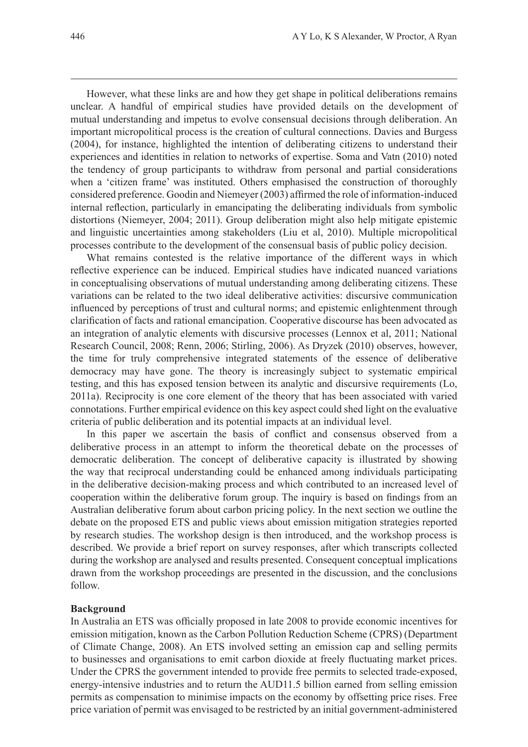However, what these links are and how they get shape in political deliberations remains unclear. A handful of empirical studies have provided details on the development of mutual understanding and impetus to evolve consensual decisions through deliberation. An important micropolitical process is the creation of cultural connections. Davies and Burgess (2004), for instance, highlighted the intention of deliberating citizens to understand their experiences and identities in relation to networks of expertise. Soma and Vatn (2010) noted the tendency of group participants to withdraw from personal and partial considerations when a 'citizen frame' was instituted. Others emphasised the construction of thoroughly considered preference. Goodin and Niemeyer (2003) affirmed the role of information-induced internal reflection, particularly in emancipating the deliberating individuals from symbolic distortions (Niemeyer, 2004; 2011). Group deliberation might also help mitigate epistemic and linguistic uncertainties among stakeholders (Liu et al, 2010). Multiple micropolitical processes contribute to the development of the consensual basis of public policy decision.

What remains contested is the relative importance of the different ways in which reflective experience can be induced. Empirical studies have indicated nuanced variations in conceptualising observations of mutual understanding among deliberating citizens. These variations can be related to the two ideal deliberative activities: discursive communication influenced by perceptions of trust and cultural norms; and epistemic enlightenment through clarification of facts and rational emancipation. Cooperative discourse has been advocated as an integration of analytic elements with discursive processes (Lennox et al, 2011; National Research Council, 2008; Renn, 2006; Stirling, 2006). As Dryzek (2010) observes, however, the time for truly comprehensive integrated statements of the essence of deliberative democracy may have gone. The theory is increasingly subject to systematic empirical testing, and this has exposed tension between its analytic and discursive requirements (Lo, 2011a). Reciprocity is one core element of the theory that has been associated with varied connotations. Further empirical evidence on this key aspect could shed light on the evaluative criteria of public deliberation and its potential impacts at an individual level.

In this paper we ascertain the basis of conflict and consensus observed from a deliberative process in an attempt to inform the theoretical debate on the processes of democratic deliberation. The concept of deliberative capacity is illustrated by showing the way that reciprocal understanding could be enhanced among individuals participating in the deliberative decision-making process and which contributed to an increased level of cooperation within the deliberative forum group. The inquiry is based on findings from an Australian deliberative forum about carbon pricing policy. In the next section we outline the debate on the proposed ETS and public views about emission mitigation strategies reported by research studies. The workshop design is then introduced, and the workshop process is described. We provide a brief report on survey responses, after which transcripts collected during the workshop are analysed and results presented. Consequent conceptual implications drawn from the workshop proceedings are presented in the discussion, and the conclusions follow.

## Background

In Australia an ETS was officially proposed in late 2008 to provide economic incentives for emission mitigation, known as the Carbon Pollution Reduction Scheme (CPRS) (Department of Climate Change, 2008). An ETS involved setting an emission cap and selling permits to businesses and organisations to emit carbon dioxide at freely fluctuating market prices. Under the CPRS the government intended to provide free permits to selected trade-exposed, energy-intensive industries and to return the AUD11.5 billion earned from selling emission permits as compensation to minimise impacts on the economy by offsetting price rises. Free price variation of permit was envisaged to be restricted by an initial government-administered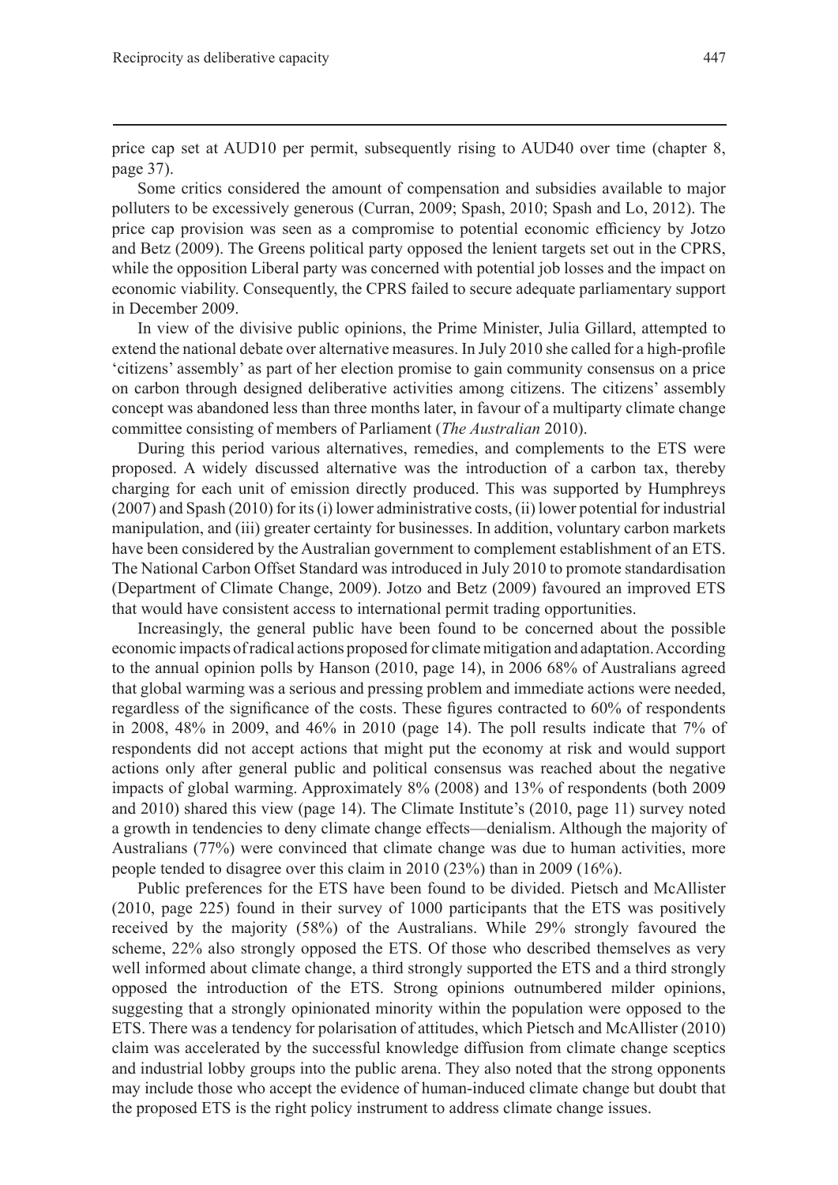price cap set at AUD10 per permit, subsequently rising to AUD40 over time (chapter 8, page 37).

Some critics considered the amount of compensation and subsidies available to major polluters to be excessively generous (Curran, 2009; Spash, 2010; Spash and Lo, 2012). The price cap provision was seen as a compromise to potential economic efficiency by Jotzo and Betz (2009). The Greens political party opposed the lenient targets set out in the CPRS, while the opposition Liberal party was concerned with potential job losses and the impact on economic viability. Consequently, the CPRS failed to secure adequate parliamentary support in December 2009.

In view of the divisive public opinions, the Prime Minister, Julia Gillard, attempted to extend the national debate over alternative measures. In July 2010 she called for a high-profile 'citizens' assembly' as part of her election promise to gain community consensus on a price on carbon through designed deliberative activities among citizens. The citizens' assembly concept was abandoned less than three months later, in favour of a multiparty climate change committee consisting of members of Parliament (*The Australian* 2010).

During this period various alternatives, remedies, and complements to the ETS were proposed. A widely discussed alternative was the introduction of a carbon tax, thereby charging for each unit of emission directly produced. This was supported by Humphreys (2007) and Spash (2010) for its (i) lower administrative costs, (ii) lower potential for industrial manipulation, and (iii) greater certainty for businesses. In addition, voluntary carbon markets have been considered by the Australian government to complement establishment of an ETS. The National Carbon Offset Standard was introduced in July 2010 to promote standardisation (Department of Climate Change, 2009). Jotzo and Betz (2009) favoured an improved ETS that would have consistent access to international permit trading opportunities.

Increasingly, the general public have been found to be concerned about the possible economic impacts of radical actions proposed for climate mitigation and adaptation. According to the annual opinion polls by Hanson (2010, page 14), in 2006 68% of Australians agreed that global warming was a serious and pressing problem and immediate actions were needed, regardless of the significance of the costs. These figures contracted to 60% of respondents in 2008, 48% in 2009, and 46% in 2010 (page 14). The poll results indicate that 7% of respondents did not accept actions that might put the economy at risk and would support actions only after general public and political consensus was reached about the negative impacts of global warming. Approximately 8% (2008) and 13% of respondents (both 2009 and 2010) shared this view (page 14). The Climate Institute's (2010, page 11) survey noted a growth in tendencies to deny climate change effects—denialism. Although the majority of Australians (77%) were convinced that climate change was due to human activities, more people tended to disagree over this claim in 2010 (23%) than in 2009 (16%).

Public preferences for the ETS have been found to be divided. Pietsch and McAllister (2010, page 225) found in their survey of 1000 participants that the ETS was positively received by the majority (58%) of the Australians. While 29% strongly favoured the scheme, 22% also strongly opposed the ETS. Of those who described themselves as very well informed about climate change, a third strongly supported the ETS and a third strongly opposed the introduction of the ETS. Strong opinions outnumbered milder opinions, suggesting that a strongly opinionated minority within the population were opposed to the ETS. There was a tendency for polarisation of attitudes, which Pietsch and McAllister (2010) claim was accelerated by the successful knowledge diffusion from climate change sceptics and industrial lobby groups into the public arena. They also noted that the strong opponents may include those who accept the evidence of human-induced climate change but doubt that the proposed ETS is the right policy instrument to address climate change issues.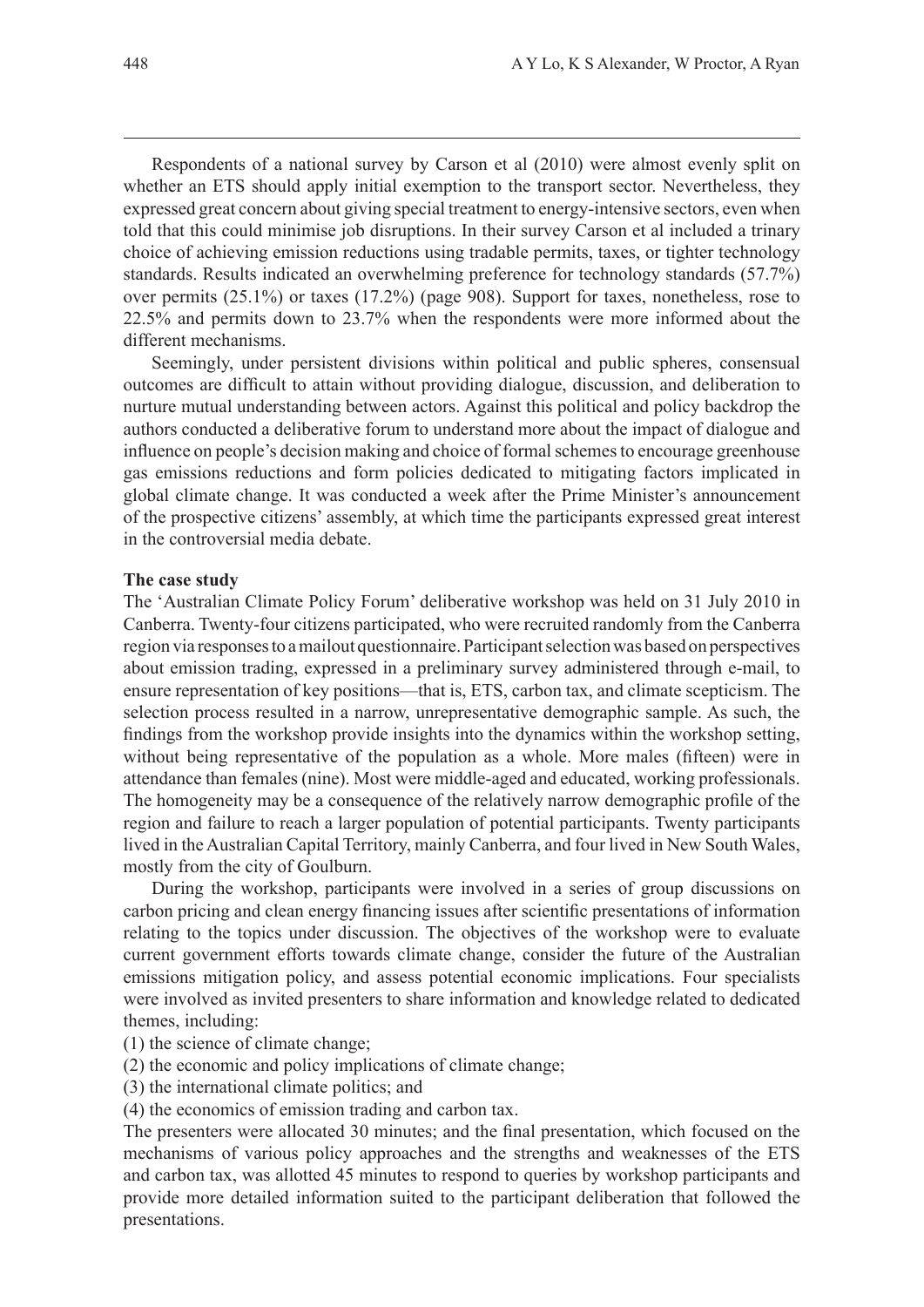Respondents of a national survey by Carson et al (2010) were almost evenly split on whether an ETS should apply initial exemption to the transport sector. Nevertheless, they expressed great concern about giving special treatment to energy-intensive sectors, even when told that this could minimise job disruptions. In their survey Carson et al included a trinary choice of achieving emission reductions using tradable permits, taxes, or tighter technology standards. Results indicated an overwhelming preference for technology standards (57.7%) over permits (25.1%) or taxes (17.2%) (page 908). Support for taxes, nonetheless, rose to 22.5% and permits down to 23.7% when the respondents were more informed about the different mechanisms.

Seemingly, under persistent divisions within political and public spheres, consensual outcomes are difficult to attain without providing dialogue, discussion, and deliberation to nurture mutual understanding between actors. Against this political and policy backdrop the authors conducted a deliberative forum to understand more about the impact of dialogue and influence on people's decision making and choice of formal schemes to encourage greenhouse gas emissions reductions and form policies dedicated to mitigating factors implicated in global climate change. It was conducted a week after the Prime Minister's announcement of the prospective citizens' assembly, at which time the participants expressed great interest in the controversial media debate.

**The case study**

The 'Australian Climate Policy Forum' deliberative workshop was held on 31 July 2010 in Canberra. Twenty-four citizens participated, who were recruited randomly from the Canberra region via responses to a mailout questionnaire. Participant selection was based on perspectives about emission trading, expressed in a preliminary survey administered through e-mail, to ensure representation of key positions—that is, ETS, carbon tax, and climate scepticism. The selection process resulted in a narrow, unrepresentative demographic sample. As such, the findings from the workshop provide insights into the dynamics within the workshop setting, without being representative of the population as a whole. More males (fifteen) were in attendance than females (nine). Most were middle-aged and educated, working professionals. The homogeneity may be a consequence of the relatively narrow demographic profile of the region and failure to reach a larger population of potential participants. Twenty participants lived in the Australian Capital Territory, mainly Canberra, and four lived in New South Wales, mostly from the city of Goulburn.

During the workshop, participants were involved in a series of group discussions on carbon pricing and clean energy financing issues after scientific presentations of information relating to the topics under discussion. The objectives of the workshop were to evaluate current government efforts towards climate change, consider the future of the Australian emissions mitigation policy, and assess potential economic implications. Four specialists were involved as invited presenters to share information and knowledge related to dedicated themes, including:

(1) the science of climate change;
(2) the economic and policy implications of climate change;
(3) the international climate politics; and
(4) the economics of emission trading and carbon tax.

The presenters were allocated 30 minutes; and the final presentation, which focused on the mechanisms of various policy approaches and the strengths and weaknesses of the ETS and carbon tax, was allotted 45 minutes to respond to queries by workshop participants and provide more detailed information suited to the participant deliberation that followed the presentations.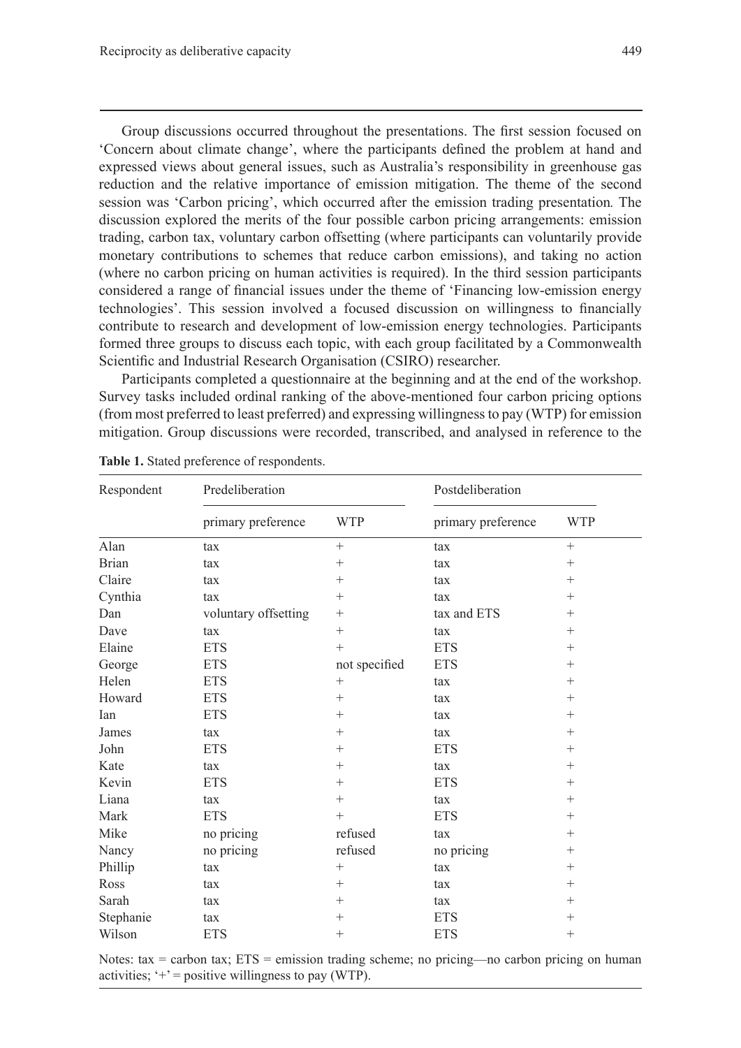Group discussions occurred throughout the presentations. The first session focused on 'Concern about climate change', where the participants defined the problem at hand and expressed views about general issues, such as Australia's responsibility in greenhouse gas reduction and the relative importance of emission mitigation. The theme of the second session was 'Carbon pricing', which occurred after the emission trading presentation. The discussion explored the merits of the four possible carbon pricing arrangements: emission trading, carbon tax, voluntary carbon offsetting (where participants can voluntarily provide monetary contributions to schemes that reduce carbon emissions), and taking no action (where no carbon pricing on human activities is required). In the third session participants considered a range of financial issues under the theme of 'Financing low-emission energy technologies'. This session involved a focused discussion on willingness to financially contribute to research and development of low-emission energy technologies. Participants formed three groups to discuss each topic, with each group facilitated by a Commonwealth Scientific and Industrial Research Organisation (CSIRO) researcher.

Participants completed a questionnaire at the beginning and at the end of the workshop. Survey tasks included ordinal ranking of the above-mentioned four carbon pricing options (from most preferred to least preferred) and expressing willingness to pay (WTP) for emission mitigation. Group discussions were recorded, transcribed, and analysed in reference to the

**Table 1.** Stated preference of respondents.

| Respondent | Predeliberation | | Postdeliberation | |
|---|---|---|---|---|
| | primary preference | WTP | primary preference | WTP |
| Alan | tax | + | tax | + |
| Brian | tax | + | tax | + |
| Claire | tax | + | tax | + |
| Cynthia | tax | + | tax | + |
| Dan | voluntary offsetting | + | tax and ETS | + |
| Dave | tax | + | tax | + |
| Elaine | ETS | + | ETS | + |
| George | ETS | not specified | ETS | + |
| Helen | ETS | + | tax | + |
| Howard | ETS | + | tax | + |
| Ian | ETS | + | tax | + |
| James | tax | + | tax | + |
| John | ETS | + | ETS | + |
| Kate | tax | + | tax | + |
| Kevin | ETS | + | ETS | + |
| Liana | tax | + | tax | + |
| Mark | ETS | + | ETS | + |
| Mike | no pricing | refused | tax | + |
| Nancy | no pricing | refused | no pricing | + |
| Phillip | tax | + | tax | + |
| Ross | tax | + | tax | + |
| Sarah | tax | + | tax | + |
| Stephanie | tax | + | ETS | + |
| Wilson | ETS | + | ETS | + |

Notes: tax = carbon tax; ETS = emission trading scheme; no pricing—no carbon pricing on human activities; '+' = positive willingness to pay (WTP).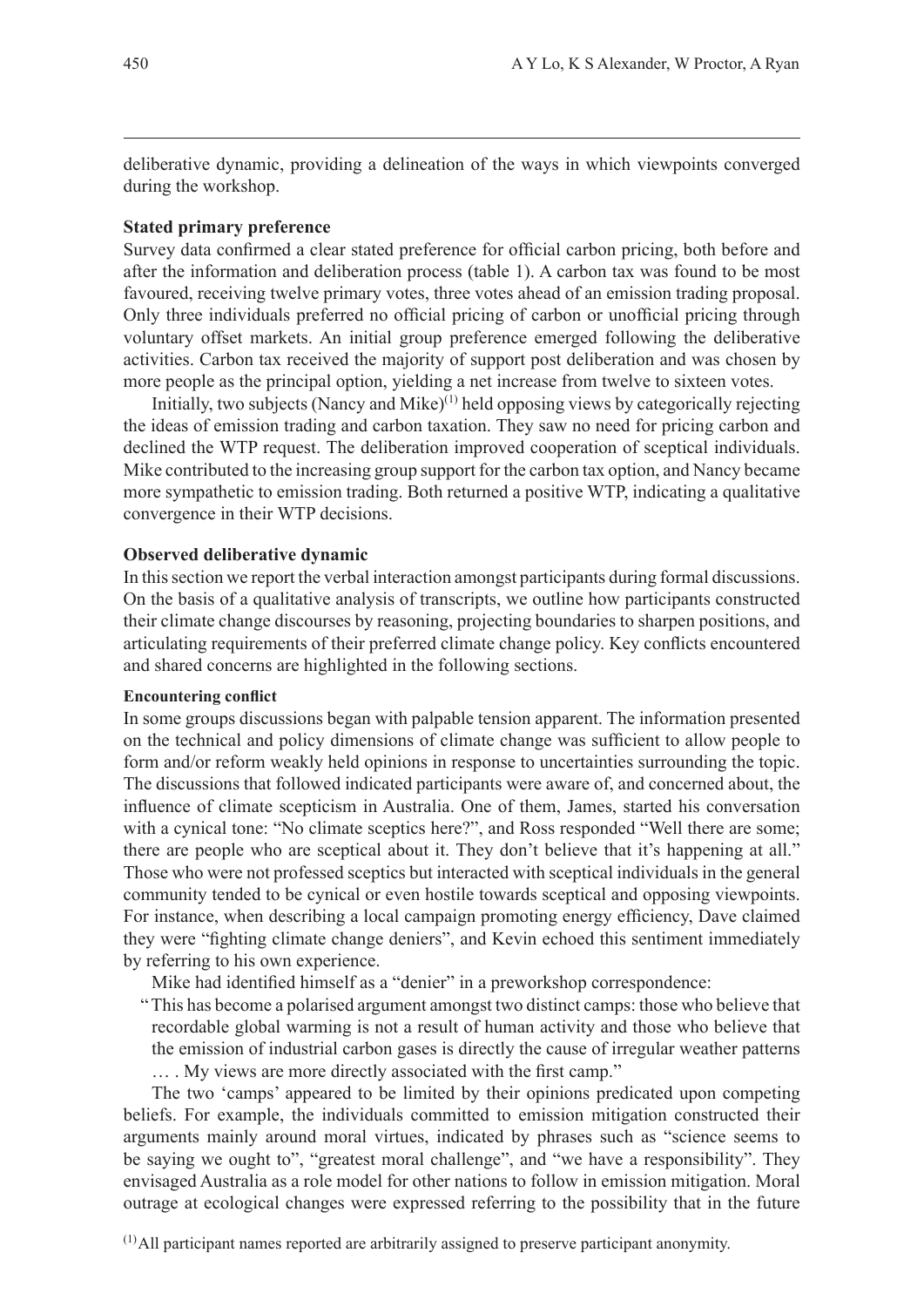deliberative dynamic, providing a delineation of the ways in which viewpoints converged during the workshop.

### Stated primary preference

Survey data confirmed a clear stated preference for official carbon pricing, both before and after the information and deliberation process (table 1). A carbon tax was found to be most favoured, receiving twelve primary votes, three votes ahead of an emission trading proposal. Only three individuals preferred no official pricing of carbon or unofficial pricing through voluntary offset markets. An initial group preference emerged following the deliberative activities. Carbon tax received the majority of support post deliberation and was chosen by more people as the principal option, yielding a net increase from twelve to sixteen votes.

Initially, two subjects (Nancy and Mike)[(1)] held opposing views by categorically rejecting the ideas of emission trading and carbon taxation. They saw no need for pricing carbon and declined the WTP request. The deliberation improved cooperation of sceptical individuals. Mike contributed to the increasing group support for the carbon tax option, and Nancy became more sympathetic to emission trading. Both returned a positive WTP, indicating a qualitative convergence in their WTP decisions.

### Observed deliberative dynamic

In this section we report the verbal interaction amongst participants during formal discussions. On the basis of a qualitative analysis of transcripts, we outline how participants constructed their climate change discourses by reasoning, projecting boundaries to sharpen positions, and articulating requirements of their preferred climate change policy. Key conflicts encountered and shared concerns are highlighted in the following sections.

#### Encountering conflict

In some groups discussions began with palpable tension apparent. The information presented on the technical and policy dimensions of climate change was sufficient to allow people to form and/or reform weakly held opinions in response to uncertainties surrounding the topic. The discussions that followed indicated participants were aware of, and concerned about, the influence of climate scepticism in Australia. One of them, James, started his conversation with a cynical tone: "No climate sceptics here?", and Ross responded "Well there are some; there are people who are sceptical about it. They don't believe that it's happening at all." Those who were not professed sceptics but interacted with sceptical individuals in the general community tended to be cynical or even hostile towards sceptical and opposing viewpoints. For instance, when describing a local campaign promoting energy efficiency, Dave claimed they were "fighting climate change deniers", and Kevin echoed this sentiment immediately by referring to his own experience.

Mike had identified himself as a "denier" in a preworkshop correspondence:

> "This has become a polarised argument amongst two distinct camps: those who believe that recordable global warming is not a result of human activity and those who believe that the emission of industrial carbon gases is directly the cause of irregular weather patterns … . My views are more directly associated with the first camp."

The two 'camps' appeared to be limited by their opinions predicated upon competing beliefs. For example, the individuals committed to emission mitigation constructed their arguments mainly around moral virtues, indicated by phrases such as "science seems to be saying we ought to", "greatest moral challenge", and "we have a responsibility". They envisaged Australia as a role model for other nations to follow in emission mitigation. Moral outrage at ecological changes were expressed referring to the possibility that in the future

(1) All participant names reported are arbitrarily assigned to preserve participant anonymity.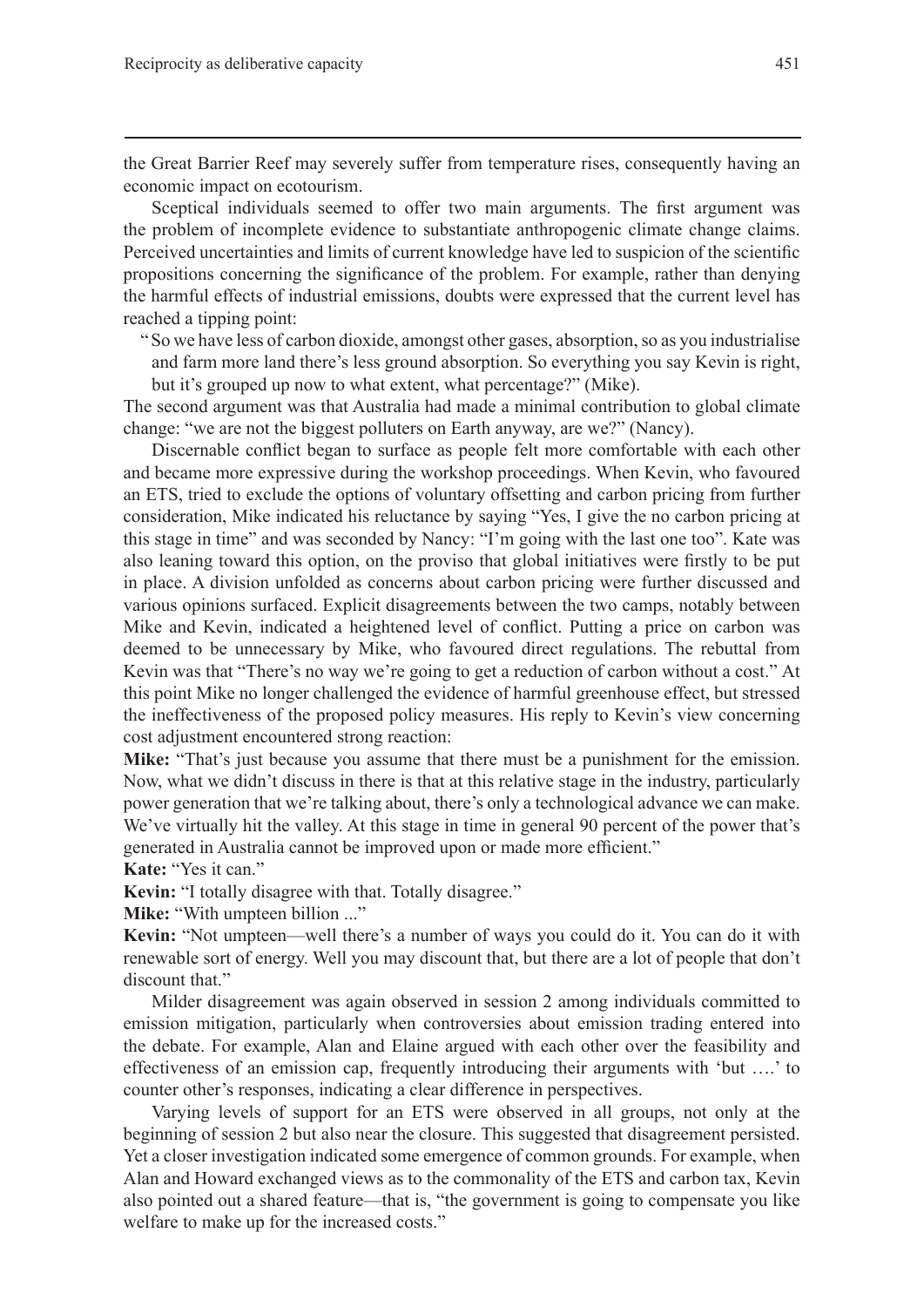the Great Barrier Reef may severely suffer from temperature rises, consequently having an economic impact on ecotourism.

Sceptical individuals seemed to offer two main arguments. The first argument was the problem of incomplete evidence to substantiate anthropogenic climate change claims. Perceived uncertainties and limits of current knowledge have led to suspicion of the scientific propositions concerning the significance of the problem. For example, rather than denying the harmful effects of industrial emissions, doubts were expressed that the current level has reached a tipping point:

> "So we have less of carbon dioxide, amongst other gases, absorption, so as you industrialise and farm more land there's less ground absorption. So everything you say Kevin is right, but it's grouped up now to what extent, what percentage?" (Mike).

The second argument was that Australia had made a minimal contribution to global climate change: "we are not the biggest polluters on Earth anyway, are we?" (Nancy).

Discernable conflict began to surface as people felt more comfortable with each other and became more expressive during the workshop proceedings. When Kevin, who favoured an ETS, tried to exclude the options of voluntary offsetting and carbon pricing from further consideration, Mike indicated his reluctance by saying "Yes, I give the no carbon pricing at this stage in time" and was seconded by Nancy: "I'm going with the last one too". Kate was also leaning toward this option, on the proviso that global initiatives were firstly to be put in place. A division unfolded as concerns about carbon pricing were further discussed and various opinions surfaced. Explicit disagreements between the two camps, notably between Mike and Kevin, indicated a heightened level of conflict. Putting a price on carbon was deemed to be unnecessary by Mike, who favoured direct regulations. The rebuttal from Kevin was that "There's no way we're going to get a reduction of carbon without a cost." At this point Mike no longer challenged the evidence of harmful greenhouse effect, but stressed the ineffectiveness of the proposed policy measures. His reply to Kevin's view concerning cost adjustment encountered strong reaction:

**Mike:** "That's just because you assume that there must be a punishment for the emission. Now, what we didn't discuss in there is that at this relative stage in the industry, particularly power generation that we're talking about, there's only a technological advance we can make. We've virtually hit the valley. At this stage in time in general 90 percent of the power that's generated in Australia cannot be improved upon or made more efficient."

**Kate:** "Yes it can."

**Kevin:** "I totally disagree with that. Totally disagree."

**Mike:** "With umpteen billion ..."

**Kevin:** "Not umpteen—well there's a number of ways you could do it. You can do it with renewable sort of energy. Well you may discount that, but there are a lot of people that don't discount that."

Milder disagreement was again observed in session 2 among individuals committed to emission mitigation, particularly when controversies about emission trading entered into the debate. For example, Alan and Elaine argued with each other over the feasibility and effectiveness of an emission cap, frequently introducing their arguments with 'but ….' to counter other's responses, indicating a clear difference in perspectives.

Varying levels of support for an ETS were observed in all groups, not only at the beginning of session 2 but also near the closure. This suggested that disagreement persisted. Yet a closer investigation indicated some emergence of common grounds. For example, when Alan and Howard exchanged views as to the commonality of the ETS and carbon tax, Kevin also pointed out a shared feature—that is, "the government is going to compensate you like welfare to make up for the increased costs."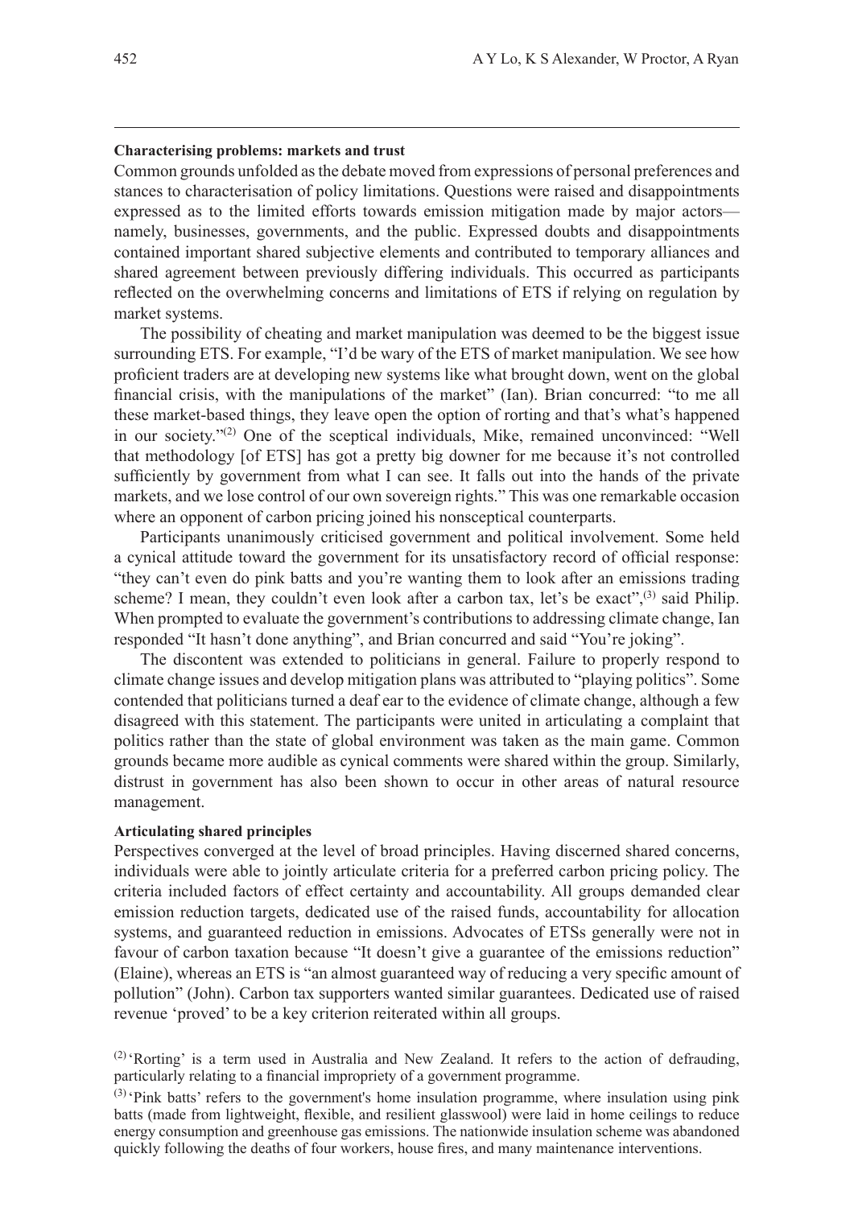**Characterising problems: markets and trust**

Common grounds unfolded as the debate moved from expressions of personal preferences and stances to characterisation of policy limitations. Questions were raised and disappointments expressed as to the limited efforts towards emission mitigation made by major actors—namely, businesses, governments, and the public. Expressed doubts and disappointments contained important shared subjective elements and contributed to temporary alliances and shared agreement between previously differing individuals. This occurred as participants reflected on the overwhelming concerns and limitations of ETS if relying on regulation by market systems.

The possibility of cheating and market manipulation was deemed to be the biggest issue surrounding ETS. For example, "I'd be wary of the ETS of market manipulation. We see how proficient traders are at developing new systems like what brought down, went on the global financial crisis, with the manipulations of the market" (Ian). Brian concurred: "to me all these market-based things, they leave open the option of rorting and that's what's happened in our society."[2] One of the sceptical individuals, Mike, remained unconvinced: "Well that methodology [of ETS] has got a pretty big downer for me because it's not controlled sufficiently by government from what I can see. It falls out into the hands of the private markets, and we lose control of our own sovereign rights." This was one remarkable occasion where an opponent of carbon pricing joined his nonsceptical counterparts.

Participants unanimously criticised government and political involvement. Some held a cynical attitude toward the government for its unsatisfactory record of official response: "they can't even do pink batts and you're wanting them to look after an emissions trading scheme? I mean, they couldn't even look after a carbon tax, let's be exact",[3] said Philip. When prompted to evaluate the government's contributions to addressing climate change, Ian responded "It hasn't done anything", and Brian concurred and said "You're joking".

The discontent was extended to politicians in general. Failure to properly respond to climate change issues and develop mitigation plans was attributed to "playing politics". Some contended that politicians turned a deaf ear to the evidence of climate change, although a few disagreed with this statement. The participants were united in articulating a complaint that politics rather than the state of global environment was taken as the main game. Common grounds became more audible as cynical comments were shared within the group. Similarly, distrust in government has also been shown to occur in other areas of natural resource management.

**Articulating shared principles**

Perspectives converged at the level of broad principles. Having discerned shared concerns, individuals were able to jointly articulate criteria for a preferred carbon pricing policy. The criteria included factors of effect certainty and accountability. All groups demanded clear emission reduction targets, dedicated use of the raised funds, accountability for allocation systems, and guaranteed reduction in emissions. Advocates of ETSs generally were not in favour of carbon taxation because "It doesn't give a guarantee of the emissions reduction" (Elaine), whereas an ETS is "an almost guaranteed way of reducing a very specific amount of pollution" (John). Carbon tax supporters wanted similar guarantees. Dedicated use of raised revenue 'proved' to be a key criterion reiterated within all groups.

[2] 'Rorting' is a term used in Australia and New Zealand. It refers to the action of defrauding, particularly relating to a financial impropriety of a government programme.

[3] 'Pink batts' refers to the government's home insulation programme, where insulation using pink batts (made from lightweight, flexible, and resilient glasswool) were laid in home ceilings to reduce energy consumption and greenhouse gas emissions. The nationwide insulation scheme was abandoned quickly following the deaths of four workers, house fires, and many maintenance interventions.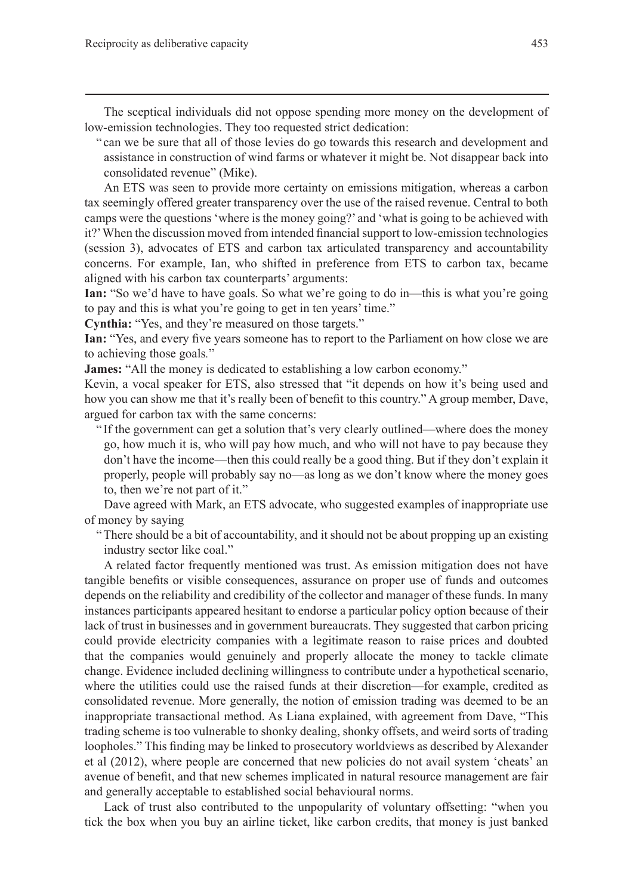The sceptical individuals did not oppose spending more money on the development of low-emission technologies. They too requested strict dedication:

> "can we be sure that all of those levies do go towards this research and development and assistance in construction of wind farms or whatever it might be. Not disappear back into consolidated revenue" (Mike).

An ETS was seen to provide more certainty on emissions mitigation, whereas a carbon tax seemingly offered greater transparency over the use of the raised revenue. Central to both camps were the questions 'where is the money going?' and 'what is going to be achieved with it?' When the discussion moved from intended financial support to low-emission technologies (session 3), advocates of ETS and carbon tax articulated transparency and accountability concerns. For example, Ian, who shifted in preference from ETS to carbon tax, became aligned with his carbon tax counterparts' arguments:

**Ian:** "So we'd have to have goals. So what we're going to do in—this is what you're going to pay and this is what you're going to get in ten years' time."

**Cynthia:** "Yes, and they're measured on those targets."

**Ian:** "Yes, and every five years someone has to report to the Parliament on how close we are to achieving those goals."

**James:** "All the money is dedicated to establishing a low carbon economy."

Kevin, a vocal speaker for ETS, also stressed that "it depends on how it's being used and how you can show me that it's really been of benefit to this country." A group member, Dave, argued for carbon tax with the same concerns:

> "If the government can get a solution that's very clearly outlined—where does the money go, how much it is, who will pay how much, and who will not have to pay because they don't have the income—then this could really be a good thing. But if they don't explain it properly, people will probably say no—as long as we don't know where the money goes to, then we're not part of it."

Dave agreed with Mark, an ETS advocate, who suggested examples of inappropriate use of money by saying

> "There should be a bit of accountability, and it should not be about propping up an existing industry sector like coal."

A related factor frequently mentioned was trust. As emission mitigation does not have tangible benefits or visible consequences, assurance on proper use of funds and outcomes depends on the reliability and credibility of the collector and manager of these funds. In many instances participants appeared hesitant to endorse a particular policy option because of their lack of trust in businesses and in government bureaucrats. They suggested that carbon pricing could provide electricity companies with a legitimate reason to raise prices and doubted that the companies would genuinely and properly allocate the money to tackle climate change. Evidence included declining willingness to contribute under a hypothetical scenario, where the utilities could use the raised funds at their discretion—for example, credited as consolidated revenue. More generally, the notion of emission trading was deemed to be an inappropriate transactional method. As Liana explained, with agreement from Dave, "This trading scheme is too vulnerable to shonky dealing, shonky offsets, and weird sorts of trading loopholes." This finding may be linked to prosecutory worldviews as described by Alexander et al (2012), where people are concerned that new policies do not avail system 'cheats' an avenue of benefit, and that new schemes implicated in natural resource management are fair and generally acceptable to established social behavioural norms.

Lack of trust also contributed to the unpopularity of voluntary offsetting: "when you tick the box when you buy an airline ticket, like carbon credits, that money is just banked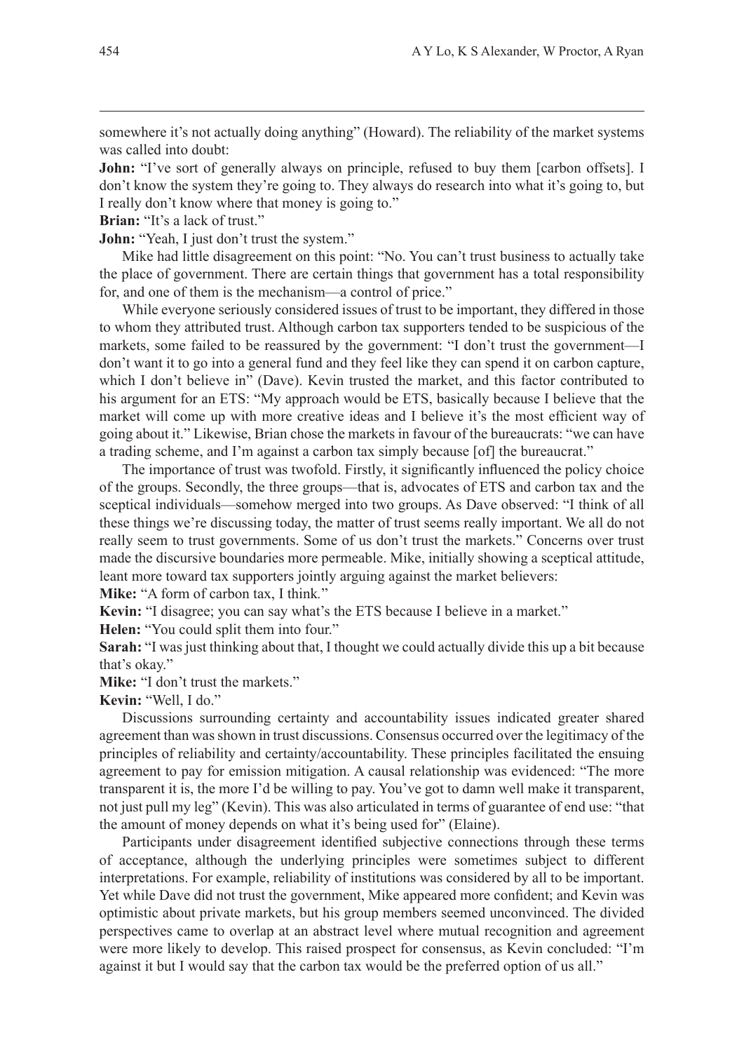somewhere it's not actually doing anything" (Howard). The reliability of the market systems was called into doubt:

**John:** "I've sort of generally always on principle, refused to buy them [carbon offsets]. I don't know the system they're going to. They always do research into what it's going to, but I really don't know where that money is going to."

**Brian:** "It's a lack of trust."

**John:** "Yeah, I just don't trust the system."

Mike had little disagreement on this point: "No. You can't trust business to actually take the place of government. There are certain things that government has a total responsibility for, and one of them is the mechanism—a control of price."

While everyone seriously considered issues of trust to be important, they differed in those to whom they attributed trust. Although carbon tax supporters tended to be suspicious of the markets, some failed to be reassured by the government: "I don't trust the government—I don't want it to go into a general fund and they feel like they can spend it on carbon capture, which I don't believe in" (Dave). Kevin trusted the market, and this factor contributed to his argument for an ETS: "My approach would be ETS, basically because I believe that the market will come up with more creative ideas and I believe it's the most efficient way of going about it." Likewise, Brian chose the markets in favour of the bureaucrats: "we can have a trading scheme, and I'm against a carbon tax simply because [of] the bureaucrat."

The importance of trust was twofold. Firstly, it significantly influenced the policy choice of the groups. Secondly, the three groups—that is, advocates of ETS and carbon tax and the sceptical individuals—somehow merged into two groups. As Dave observed: "I think of all these things we're discussing today, the matter of trust seems really important. We all do not really seem to trust governments. Some of us don't trust the markets." Concerns over trust made the discursive boundaries more permeable. Mike, initially showing a sceptical attitude, leant more toward tax supporters jointly arguing against the market believers:

**Mike:** "A form of carbon tax, I think."

**Kevin:** "I disagree; you can say what's the ETS because I believe in a market."

**Helen:** "You could split them into four."

**Sarah:** "I was just thinking about that, I thought we could actually divide this up a bit because that's okay."

**Mike:** "I don't trust the markets."

**Kevin:** "Well, I do."

Discussions surrounding certainty and accountability issues indicated greater shared agreement than was shown in trust discussions. Consensus occurred over the legitimacy of the principles of reliability and certainty/accountability. These principles facilitated the ensuing agreement to pay for emission mitigation. A causal relationship was evidenced: "The more transparent it is, the more I'd be willing to pay. You've got to damn well make it transparent, not just pull my leg" (Kevin). This was also articulated in terms of guarantee of end use: "that the amount of money depends on what it's being used for" (Elaine).

Participants under disagreement identified subjective connections through these terms of acceptance, although the underlying principles were sometimes subject to different interpretations. For example, reliability of institutions was considered by all to be important. Yet while Dave did not trust the government, Mike appeared more confident; and Kevin was optimistic about private markets, but his group members seemed unconvinced. The divided perspectives came to overlap at an abstract level where mutual recognition and agreement were more likely to develop. This raised prospect for consensus, as Kevin concluded: "I'm against it but I would say that the carbon tax would be the preferred option of us all."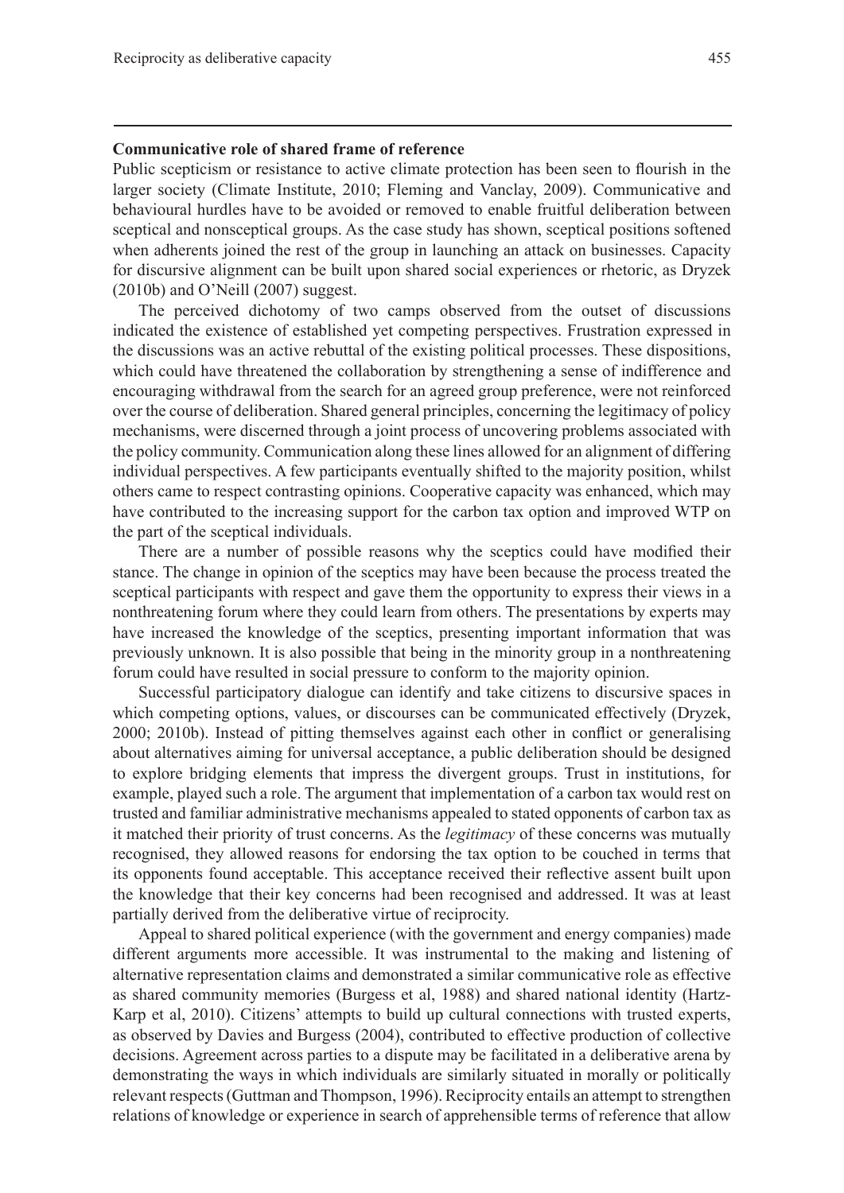**Communicative role of shared frame of reference**

Public scepticism or resistance to active climate protection has been seen to flourish in the larger society (Climate Institute, 2010; Fleming and Vanclay, 2009). Communicative and behavioural hurdles have to be avoided or removed to enable fruitful deliberation between sceptical and nonsceptical groups. As the case study has shown, sceptical positions softened when adherents joined the rest of the group in launching an attack on businesses. Capacity for discursive alignment can be built upon shared social experiences or rhetoric, as Dryzek (2010b) and O'Neill (2007) suggest.

The perceived dichotomy of two camps observed from the outset of discussions indicated the existence of established yet competing perspectives. Frustration expressed in the discussions was an active rebuttal of the existing political processes. These dispositions, which could have threatened the collaboration by strengthening a sense of indifference and encouraging withdrawal from the search for an agreed group preference, were not reinforced over the course of deliberation. Shared general principles, concerning the legitimacy of policy mechanisms, were discerned through a joint process of uncovering problems associated with the policy community. Communication along these lines allowed for an alignment of differing individual perspectives. A few participants eventually shifted to the majority position, whilst others came to respect contrasting opinions. Cooperative capacity was enhanced, which may have contributed to the increasing support for the carbon tax option and improved WTP on the part of the sceptical individuals.

There are a number of possible reasons why the sceptics could have modified their stance. The change in opinion of the sceptics may have been because the process treated the sceptical participants with respect and gave them the opportunity to express their views in a nonthreatening forum where they could learn from others. The presentations by experts may have increased the knowledge of the sceptics, presenting important information that was previously unknown. It is also possible that being in the minority group in a nonthreatening forum could have resulted in social pressure to conform to the majority opinion.

Successful participatory dialogue can identify and take citizens to discursive spaces in which competing options, values, or discourses can be communicated effectively (Dryzek, 2000; 2010b). Instead of pitting themselves against each other in conflict or generalising about alternatives aiming for universal acceptance, a public deliberation should be designed to explore bridging elements that impress the divergent groups. Trust in institutions, for example, played such a role. The argument that implementation of a carbon tax would rest on trusted and familiar administrative mechanisms appealed to stated opponents of carbon tax as it matched their priority of trust concerns. As the *legitimacy* of these concerns was mutually recognised, they allowed reasons for endorsing the tax option to be couched in terms that its opponents found acceptable. This acceptance received their reflective assent built upon the knowledge that their key concerns had been recognised and addressed. It was at least partially derived from the deliberative virtue of reciprocity.

Appeal to shared political experience (with the government and energy companies) made different arguments more accessible. It was instrumental to the making and listening of alternative representation claims and demonstrated a similar communicative role as effective as shared community memories (Burgess et al, 1988) and shared national identity (Hartz-Karp et al, 2010). Citizens' attempts to build up cultural connections with trusted experts, as observed by Davies and Burgess (2004), contributed to effective production of collective decisions. Agreement across parties to a dispute may be facilitated in a deliberative arena by demonstrating the ways in which individuals are similarly situated in morally or politically relevant respects (Guttman and Thompson, 1996). Reciprocity entails an attempt to strengthen relations of knowledge or experience in search of apprehensible terms of reference that allow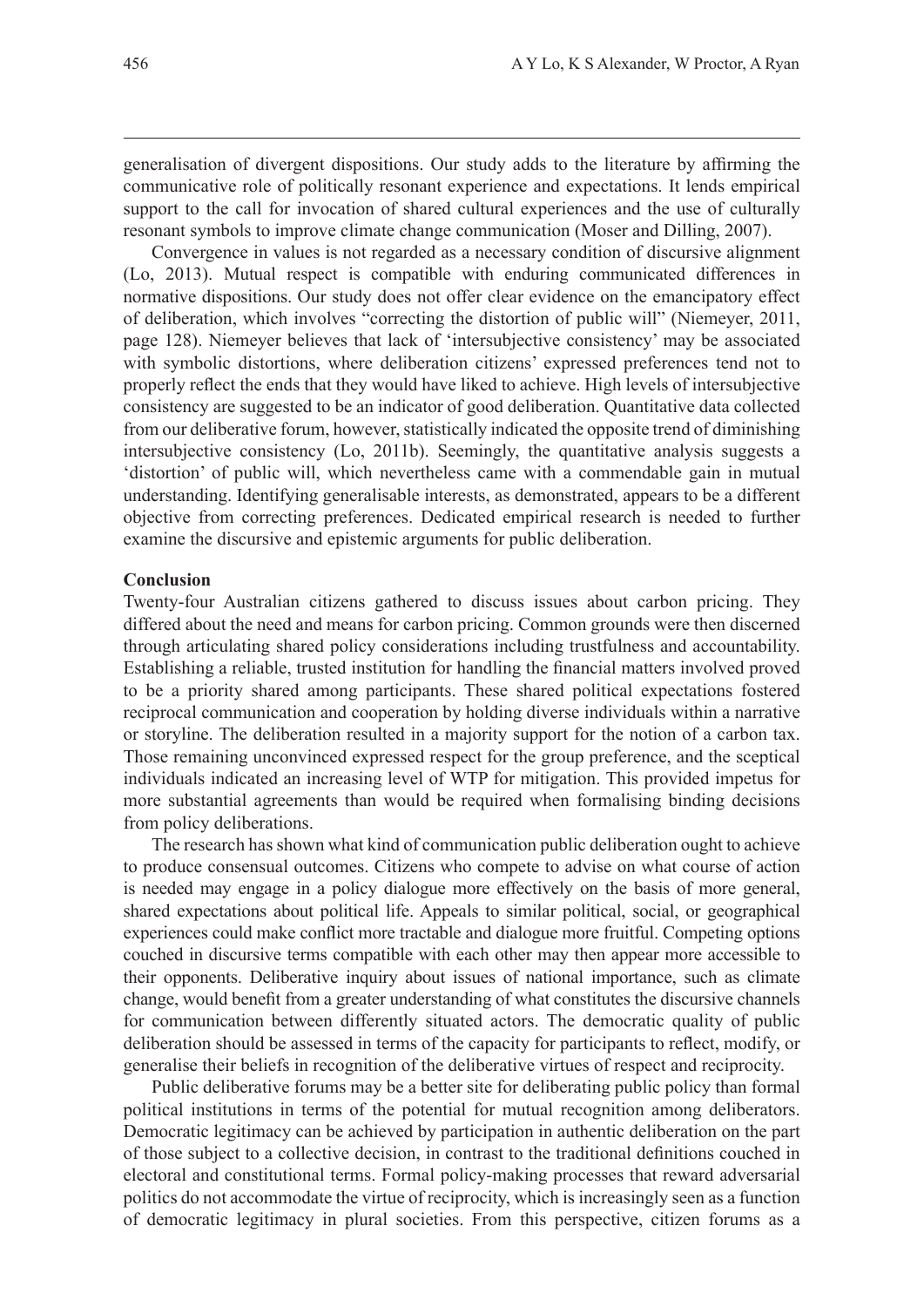generalisation of divergent dispositions. Our study adds to the literature by affirming the communicative role of politically resonant experience and expectations. It lends empirical support to the call for invocation of shared cultural experiences and the use of culturally resonant symbols to improve climate change communication (Moser and Dilling, 2007).

Convergence in values is not regarded as a necessary condition of discursive alignment (Lo, 2013). Mutual respect is compatible with enduring communicated differences in normative dispositions. Our study does not offer clear evidence on the emancipatory effect of deliberation, which involves "correcting the distortion of public will" (Niemeyer, 2011, page 128). Niemeyer believes that lack of 'intersubjective consistency' may be associated with symbolic distortions, where deliberation citizens' expressed preferences tend not to properly reflect the ends that they would have liked to achieve. High levels of intersubjective consistency are suggested to be an indicator of good deliberation. Quantitative data collected from our deliberative forum, however, statistically indicated the opposite trend of diminishing intersubjective consistency (Lo, 2011b). Seemingly, the quantitative analysis suggests a 'distortion' of public will, which nevertheless came with a commendable gain in mutual understanding. Identifying generalisable interests, as demonstrated, appears to be a different objective from correcting preferences. Dedicated empirical research is needed to further examine the discursive and epistemic arguments for public deliberation.

## Conclusion

Twenty-four Australian citizens gathered to discuss issues about carbon pricing. They differed about the need and means for carbon pricing. Common grounds were then discerned through articulating shared policy considerations including trustfulness and accountability. Establishing a reliable, trusted institution for handling the financial matters involved proved to be a priority shared among participants. These shared political expectations fostered reciprocal communication and cooperation by holding diverse individuals within a narrative or storyline. The deliberation resulted in a majority support for the notion of a carbon tax. Those remaining unconvinced expressed respect for the group preference, and the sceptical individuals indicated an increasing level of WTP for mitigation. This provided impetus for more substantial agreements than would be required when formalising binding decisions from policy deliberations.

The research has shown what kind of communication public deliberation ought to achieve to produce consensual outcomes. Citizens who compete to advise on what course of action is needed may engage in a policy dialogue more effectively on the basis of more general, shared expectations about political life. Appeals to similar political, social, or geographical experiences could make conflict more tractable and dialogue more fruitful. Competing options couched in discursive terms compatible with each other may then appear more accessible to their opponents. Deliberative inquiry about issues of national importance, such as climate change, would benefit from a greater understanding of what constitutes the discursive channels for communication between differently situated actors. The democratic quality of public deliberation should be assessed in terms of the capacity for participants to reflect, modify, or generalise their beliefs in recognition of the deliberative virtues of respect and reciprocity.

Public deliberative forums may be a better site for deliberating public policy than formal political institutions in terms of the potential for mutual recognition among deliberators. Democratic legitimacy can be achieved by participation in authentic deliberation on the part of those subject to a collective decision, in contrast to the traditional definitions couched in electoral and constitutional terms. Formal policy-making processes that reward adversarial politics do not accommodate the virtue of reciprocity, which is increasingly seen as a function of democratic legitimacy in plural societies. From this perspective, citizen forums as a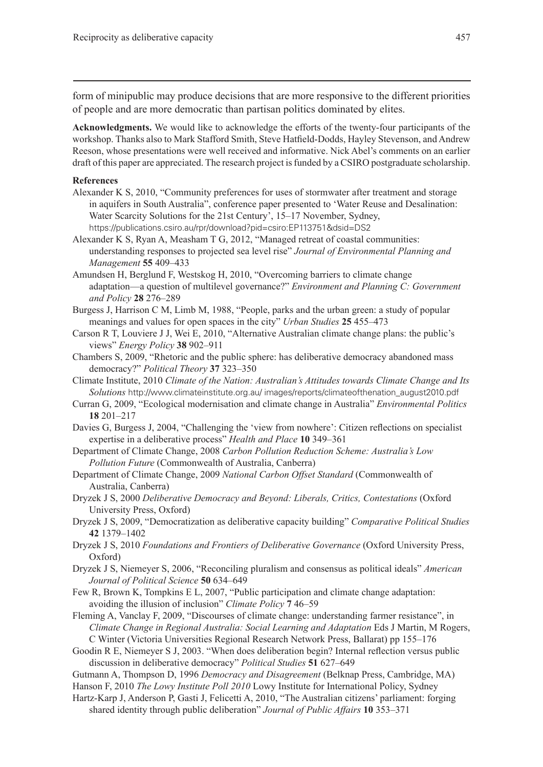form of minipublic may produce decisions that are more responsive to the different priorities of people and are more democratic than partisan politics dominated by elites.

**Acknowledgments.** We would like to acknowledge the efforts of the twenty-four participants of the workshop. Thanks also to Mark Stafford Smith, Steve Hatfield-Dodds, Hayley Stevenson, and Andrew Reeson, whose presentations were well received and informative. Nick Abel's comments on an earlier draft of this paper are appreciated. The research project is funded by a CSIRO postgraduate scholarship.

**References**

Alexander K S, 2010, "Community preferences for uses of stormwater after treatment and storage in aquifers in South Australia", conference paper presented to 'Water Reuse and Desalination: Water Scarcity Solutions for the 21st Century', 15–17 November, Sydney, https://publications.csiro.au/rpr/download?pid=csiro:EP113751&dsid=DS2

Alexander K S, Ryan A, Measham T G, 2012, "Managed retreat of coastal communities: understanding responses to projected sea level rise" *Journal of Environmental Planning and Management* **55** 409–433

Amundsen H, Berglund F, Westskog H, 2010, "Overcoming barriers to climate change adaptation—a question of multilevel governance?" *Environment and Planning C: Government and Policy* **28** 276–289

Burgess J, Harrison C M, Limb M, 1988, "People, parks and the urban green: a study of popular meanings and values for open spaces in the city" *Urban Studies* **25** 455–473

Carson R T, Louviere J J, Wei E, 2010, "Alternative Australian climate change plans: the public's views" *Energy Policy* **38** 902–911

Chambers S, 2009, "Rhetoric and the public sphere: has deliberative democracy abandoned mass democracy?" *Political Theory* **37** 323–350

Climate Institute, 2010 *Climate of the Nation: Australian's Attitudes towards Climate Change and Its Solutions* http://www.climateinstitute.org.au/ images/reports/climateofthenation_august2010.pdf

Curran G, 2009, "Ecological modernisation and climate change in Australia" *Environmental Politics* **18** 201–217

Davies G, Burgess J, 2004, "Challenging the 'view from nowhere': Citizen reflections on specialist expertise in a deliberative process" *Health and Place* **10** 349–361

Department of Climate Change, 2008 *Carbon Pollution Reduction Scheme: Australia's Low Pollution Future* (Commonwealth of Australia, Canberra)

Department of Climate Change, 2009 *National Carbon Offset Standard* (Commonwealth of Australia, Canberra)

Dryzek J S, 2000 *Deliberative Democracy and Beyond: Liberals, Critics, Contestations* (Oxford University Press, Oxford)

Dryzek J S, 2009, "Democratization as deliberative capacity building" *Comparative Political Studies* **42** 1379–1402

Dryzek J S, 2010 *Foundations and Frontiers of Deliberative Governance* (Oxford University Press, Oxford)

Dryzek J S, Niemeyer S, 2006, "Reconciling pluralism and consensus as political ideals" *American Journal of Political Science* **50** 634–649

Few R, Brown K, Tompkins E L, 2007, "Public participation and climate change adaptation: avoiding the illusion of inclusion" *Climate Policy* **7** 46–59

Fleming A, Vanclay F, 2009, "Discourses of climate change: understanding farmer resistance", in *Climate Change in Regional Australia: Social Learning and Adaptation* Eds J Martin, M Rogers, C Winter (Victoria Universities Regional Research Network Press, Ballarat) pp 155–176

Goodin R E, Niemeyer S J, 2003. "When does deliberation begin? Internal reflection versus public discussion in deliberative democracy" *Political Studies* **51** 627–649

Gutmann A, Thompson D, 1996 *Democracy and Disagreement* (Belknap Press, Cambridge, MA)

Hanson F, 2010 *The Lowy Institute Poll 2010* Lowy Institute for International Policy, Sydney

Hartz-Karp J, Anderson P, Gasti J, Felicetti A, 2010, "The Australian citizens' parliament: forging shared identity through public deliberation" *Journal of Public Affairs* **10** 353–371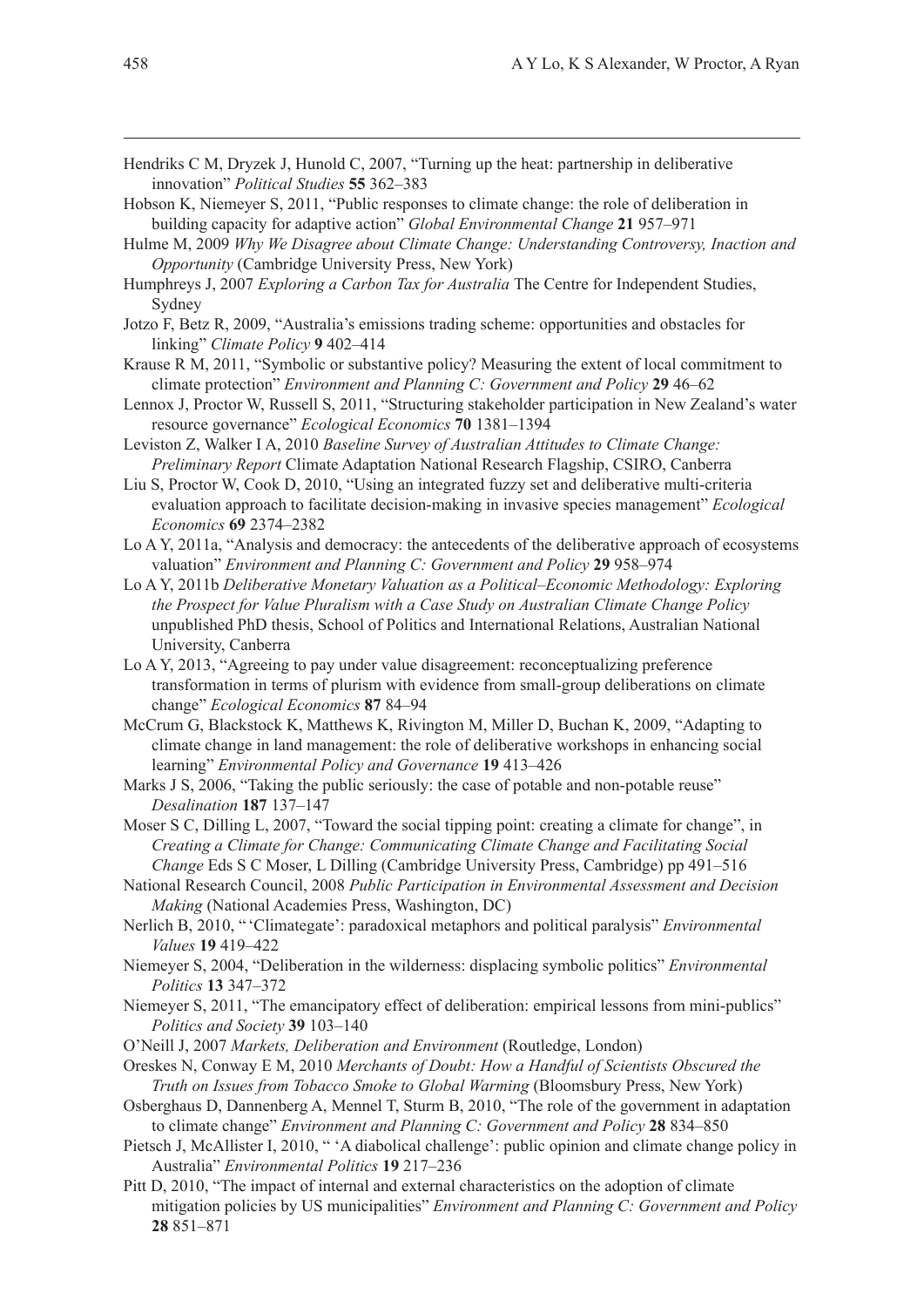Hendriks C M, Dryzek J, Hunold C, 2007, "Turning up the heat: partnership in deliberative innovation" *Political Studies* **55** 362–383

Hobson K, Niemeyer S, 2011, "Public responses to climate change: the role of deliberation in building capacity for adaptive action" *Global Environmental Change* **21** 957–971

Hulme M, 2009 *Why We Disagree about Climate Change: Understanding Controversy, Inaction and Opportunity* (Cambridge University Press, New York)

Humphreys J, 2007 *Exploring a Carbon Tax for Australia* The Centre for Independent Studies, Sydney

Jotzo F, Betz R, 2009, "Australia's emissions trading scheme: opportunities and obstacles for linking" *Climate Policy* **9** 402–414

Krause R M, 2011, "Symbolic or substantive policy? Measuring the extent of local commitment to climate protection" *Environment and Planning C: Government and Policy* **29** 46–62

Lennox J, Proctor W, Russell S, 2011, "Structuring stakeholder participation in New Zealand's water resource governance" *Ecological Economics* **70** 1381–1394

Leviston Z, Walker I A, 2010 *Baseline Survey of Australian Attitudes to Climate Change: Preliminary Report* Climate Adaptation National Research Flagship, CSIRO, Canberra

Liu S, Proctor W, Cook D, 2010, "Using an integrated fuzzy set and deliberative multi-criteria evaluation approach to facilitate decision-making in invasive species management" *Ecological Economics* **69** 2374–2382

Lo A Y, 2011a, "Analysis and democracy: the antecedents of the deliberative approach of ecosystems valuation" *Environment and Planning C: Government and Policy* **29** 958–974

Lo A Y, 2011b *Deliberative Monetary Valuation as a Political–Economic Methodology: Exploring the Prospect for Value Pluralism with a Case Study on Australian Climate Change Policy* unpublished PhD thesis, School of Politics and International Relations, Australian National University, Canberra

Lo A Y, 2013, "Agreeing to pay under value disagreement: reconceptualizing preference transformation in terms of plurism with evidence from small-group deliberations on climate change" *Ecological Economics* **87** 84–94

McCrum G, Blackstock K, Matthews K, Rivington M, Miller D, Buchan K, 2009, "Adapting to climate change in land management: the role of deliberative workshops in enhancing social learning" *Environmental Policy and Governance* **19** 413–426

Marks J S, 2006, "Taking the public seriously: the case of potable and non-potable reuse" *Desalination* **187** 137–147

Moser S C, Dilling L, 2007, "Toward the social tipping point: creating a climate for change", in *Creating a Climate for Change: Communicating Climate Change and Facilitating Social Change* Eds S C Moser, L Dilling (Cambridge University Press, Cambridge) pp 491–516

National Research Council, 2008 *Public Participation in Environmental Assessment and Decision Making* (National Academies Press, Washington, DC)

Nerlich B, 2010, " 'Climategate': paradoxical metaphors and political paralysis" *Environmental Values* **19** 419–422

Niemeyer S, 2004, "Deliberation in the wilderness: displacing symbolic politics" *Environmental Politics* **13** 347–372

Niemeyer S, 2011, "The emancipatory effect of deliberation: empirical lessons from mini-publics" *Politics and Society* **39** 103–140

O'Neill J, 2007 *Markets, Deliberation and Environment* (Routledge, London)

Oreskes N, Conway E M, 2010 *Merchants of Doubt: How a Handful of Scientists Obscured the Truth on Issues from Tobacco Smoke to Global Warming* (Bloomsbury Press, New York)

Osberghaus D, Dannenberg A, Mennel T, Sturm B, 2010, "The role of the government in adaptation to climate change" *Environment and Planning C: Government and Policy* **28** 834–850

Pietsch J, McAllister I, 2010, " 'A diabolical challenge': public opinion and climate change policy in Australia" *Environmental Politics* **19** 217–236

Pitt D, 2010, "The impact of internal and external characteristics on the adoption of climate mitigation policies by US municipalities" *Environment and Planning C: Government and Policy* **28** 851–871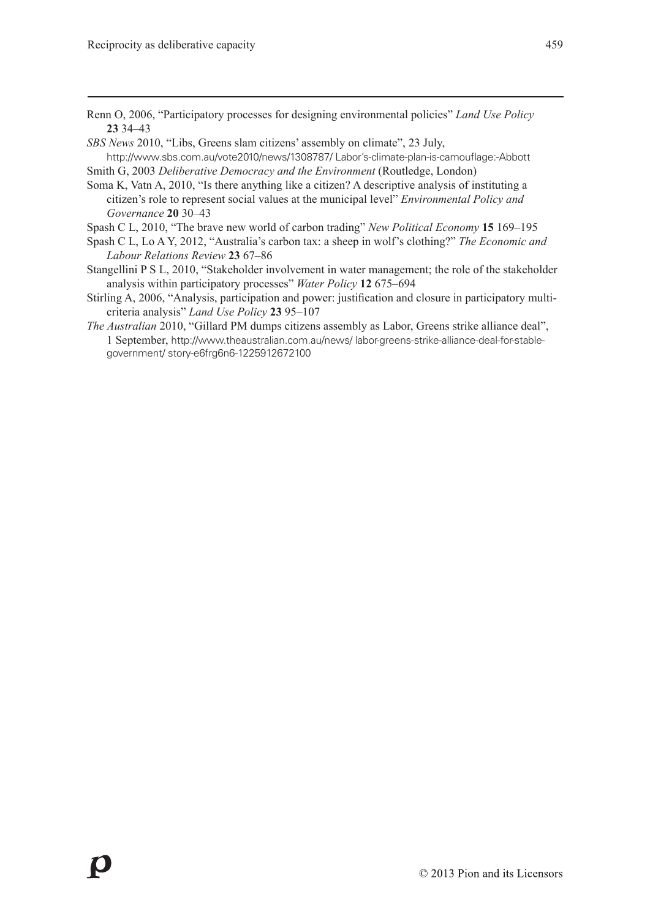Renn O, 2006, "Participatory processes for designing environmental policies" *Land Use Policy* **23** 34–43

*SBS News* 2010, "Libs, Greens slam citizens' assembly on climate", 23 July, http://www.sbs.com.au/vote2010/news/1308787/ Labor's-climate-plan-is-camouflage:-Abbott

Smith G, 2003 *Deliberative Democracy and the Environment* (Routledge, London)

Soma K, Vatn A, 2010, "Is there anything like a citizen? A descriptive analysis of instituting a citizen's role to represent social values at the municipal level" *Environmental Policy and Governance* **20** 30–43

Spash C L, 2010, "The brave new world of carbon trading" *New Political Economy* **15** 169–195

Spash C L, Lo A Y, 2012, "Australia's carbon tax: a sheep in wolf's clothing?" *The Economic and Labour Relations Review* **23** 67–86

Stangellini P S L, 2010, "Stakeholder involvement in water management; the role of the stakeholder analysis within participatory processes" *Water Policy* **12** 675–694

Stirling A, 2006, "Analysis, participation and power: justification and closure in participatory multi-criteria analysis" *Land Use Policy* **23** 95–107

*The Australian* 2010, "Gillard PM dumps citizens assembly as Labor, Greens strike alliance deal", 1 September, http://www.theaustralian.com.au/news/ labor-greens-strike-alliance-deal-for-stable-government/ story-e6frg6n6-1225912672100